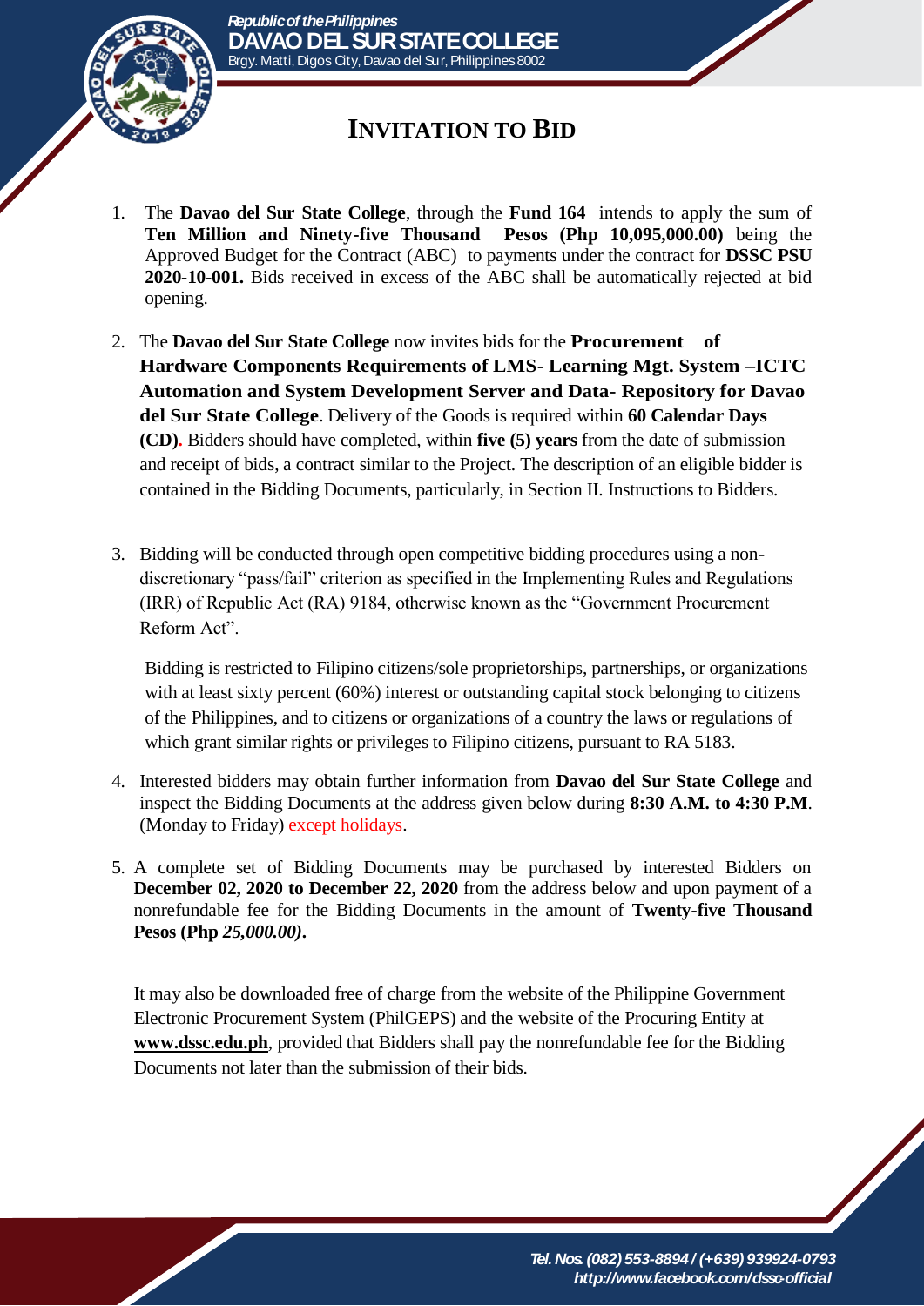# INVITATION TO BID

1. The **Davao del Sur State College**, through the **Fund 164** intends to apply the sum of **Ten Million and Ninety-five Thousand Pesos (Php 10,095,000.00)** being the Approved Budget for the Contract (ABC) to payments under the contract for **DSSC PSU 2020-10-001.** Bids received in excess of the ABC shall be automatically rejected at bid opening.

2. The **Davao del Sur State College** now invites bids for the **Procurement of Hardware Components Requirements of LMS- Learning Mgt. System –ICTC Automation and System Development Server and Data- Repository for Davao del Sur State College**. Delivery of the Goods is required within **60 Calendar Days (CD)**. Bidders should have completed, within **five (5) years** from the date of submission and receipt of bids, a contract similar to the Project. The description of an eligible bidder is contained in the Bidding Documents, particularly, in Section II. Instructions to Bidders.

3. Bidding will be conducted through open competitive bidding procedures using a non-discretionary "pass/fail" criterion as specified in the Implementing Rules and Regulations (IRR) of Republic Act (RA) 9184, otherwise known as the "Government Procurement Reform Act".

   Bidding is restricted to Filipino citizens/sole proprietorships, partnerships, or organizations with at least sixty percent (60%) interest or outstanding capital stock belonging to citizens of the Philippines, and to citizens or organizations of a country the laws or regulations of which grant similar rights or privileges to Filipino citizens, pursuant to RA 5183.

4. Interested bidders may obtain further information from **Davao del Sur State College** and inspect the Bidding Documents at the address given below during **8:30 A.M. to 4:30 P.M**. (Monday to Friday) except holidays.

5. A complete set of Bidding Documents may be purchased by interested Bidders on **December 02, 2020 to December 22, 2020** from the address below and upon payment of a nonrefundable fee for the Bidding Documents in the amount of **Twenty-five Thousand Pesos (Php *25,000.00)***.

   It may also be downloaded free of charge from the website of the Philippine Government Electronic Procurement System (PhilGEPS) and the website of the Procuring Entity at **www.dssc.edu.ph**, provided that Bidders shall pay the nonrefundable fee for the Bidding Documents not later than the submission of their bids.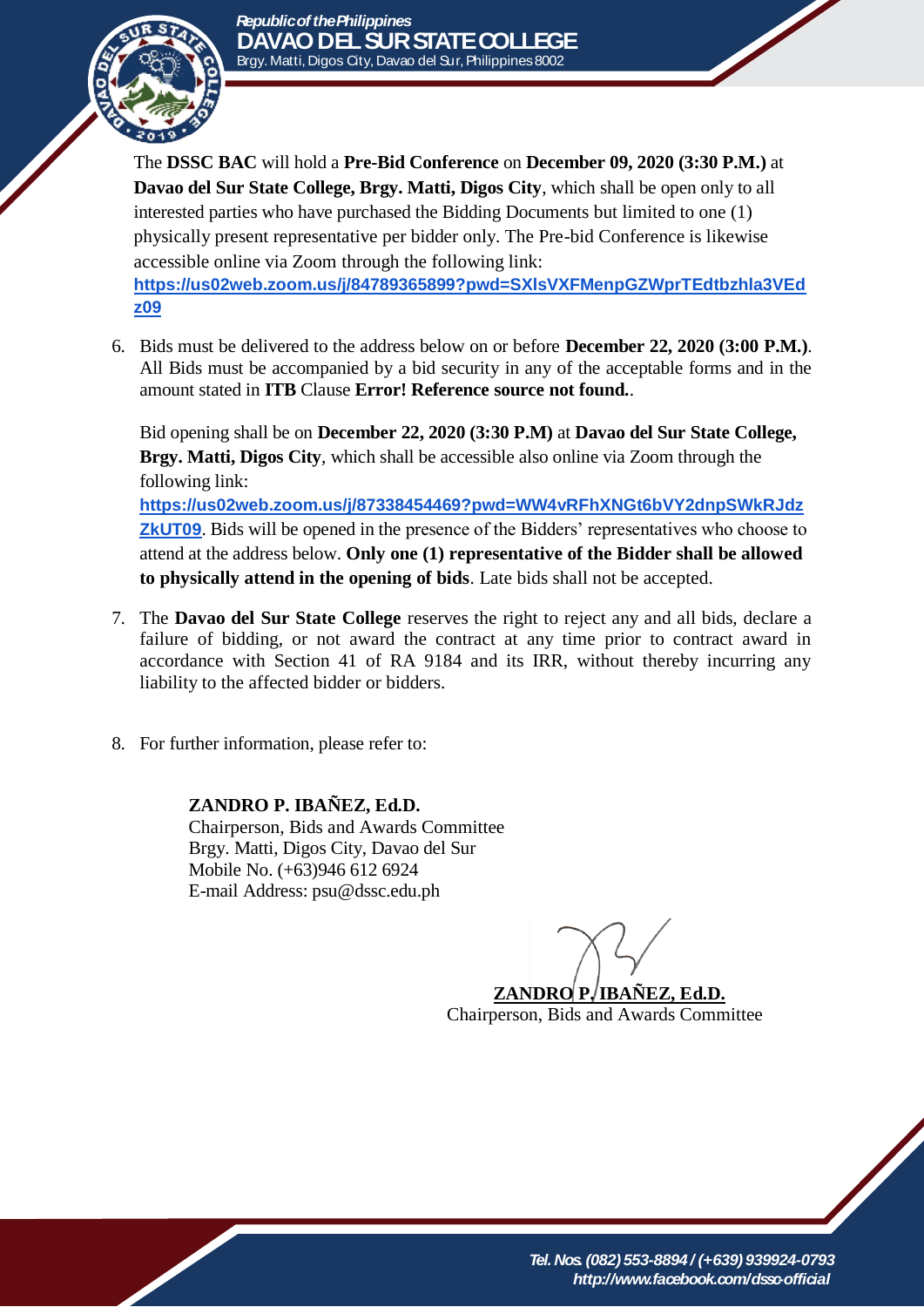The **DSSC BAC** will hold a **Pre-Bid Conference** on **December 09, 2020 (3:30 P.M.)** at **Davao del Sur State College, Brgy. Matti, Digos City**, which shall be open only to all interested parties who have purchased the Bidding Documents but limited to one (1) physically present representative per bidder only. The Pre-bid Conference is likewise accessible online via Zoom through the following link: **https://us02web.zoom.us/j/84789365899?pwd=SXlsVXFMenpGZWprTEdtbzhla3VEdz09**

6. Bids must be delivered to the address below on or before **December 22, 2020 (3:00 P.M.)**. All Bids must be accompanied by a bid security in any of the acceptable forms and in the amount stated in **ITB** Clause **Error! Reference source not found.**.

   Bid opening shall be on **December 22, 2020 (3:30 P.M)** at **Davao del Sur State College, Brgy. Matti, Digos City**, which shall be accessible also online via Zoom through the following link: **https://us02web.zoom.us/j/87338454469?pwd=WW4vRFhXNGt6bVY2dnpSWkRJdzZkUT09**. Bids will be opened in the presence of the Bidders' representatives who choose to attend at the address below. **Only one (1) representative of the Bidder shall be allowed to physically attend in the opening of bids**. Late bids shall not be accepted.

7. The **Davao del Sur State College** reserves the right to reject any and all bids, declare a failure of bidding, or not award the contract at any time prior to contract award in accordance with Section 41 of RA 9184 and its IRR, without thereby incurring any liability to the affected bidder or bidders.

8. For further information, please refer to:

   **ZANDRO P. IBAÑEZ, Ed.D.**
   Chairperson, Bids and Awards Committee
   Brgy. Matti, Digos City, Davao del Sur
   Mobile No. (+63)946 612 6924
   E-mail Address: psu@dssc.edu.ph

**ZANDRO P. IBAÑEZ, Ed.D.**
Chairperson, Bids and Awards Committee